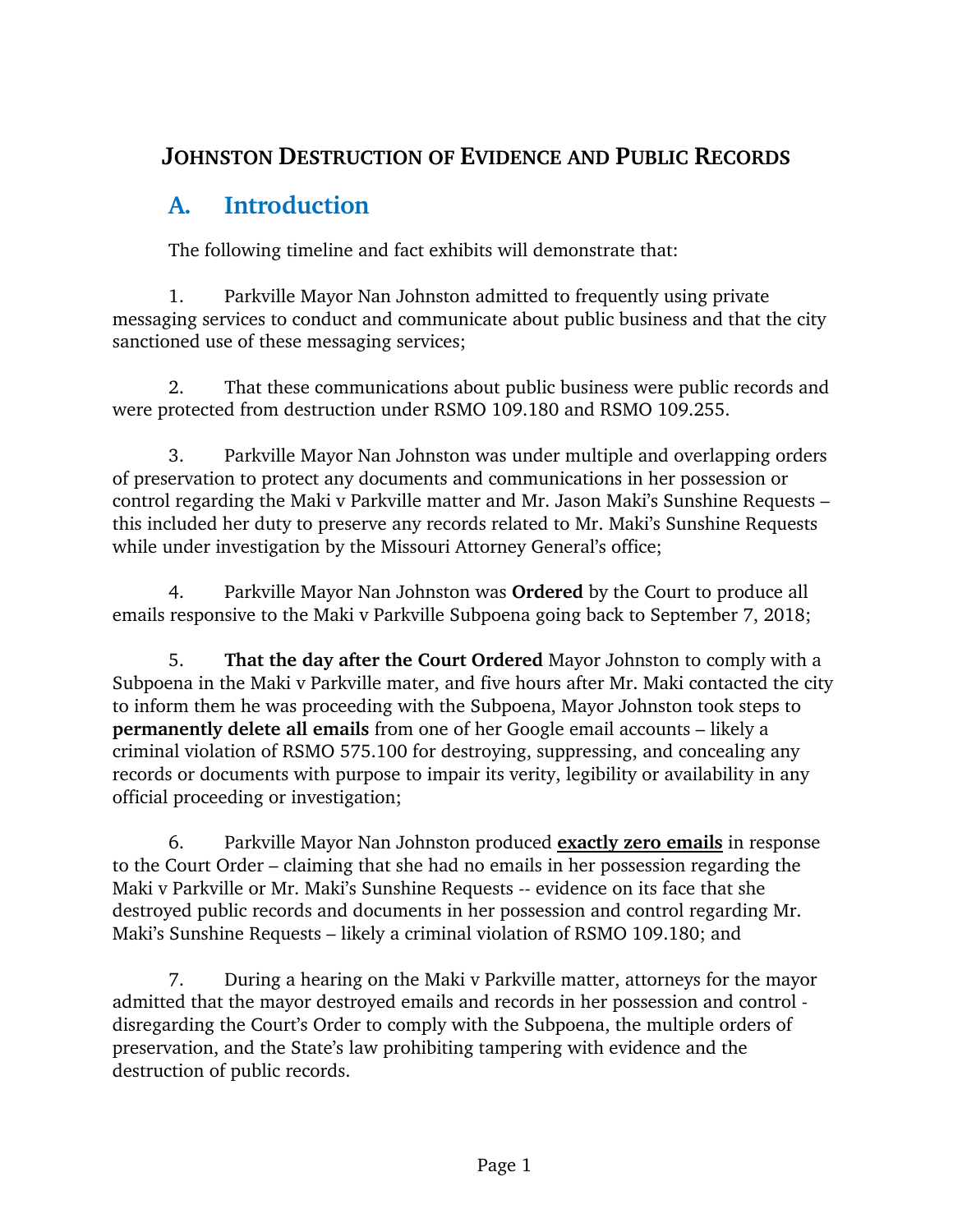# JOHNSTON DESTRUCTION OF EVIDENCE AND PUBLIC RECORDS

## A. Introduction

The following timeline and fact exhibits will demonstrate that:

1. Parkville Mayor Nan Johnston admitted to frequently using private messaging services to conduct and communicate about public business and that the city sanctioned use of these messaging services;

2. That these communications about public business were public records and were protected from destruction under RSMO 109.180 and RSMO 109.255.

3. Parkville Mayor Nan Johnston was under multiple and overlapping orders of preservation to protect any documents and communications in her possession or control regarding the Maki v Parkville matter and Mr. Jason Maki's Sunshine Requests – this included her duty to preserve any records related to Mr. Maki's Sunshine Requests while under investigation by the Missouri Attorney General's office;

4. Parkville Mayor Nan Johnston was **Ordered** by the Court to produce all emails responsive to the Maki v Parkville Subpoena going back to September 7, 2018;

5. **That the day after the Court Ordered** Mayor Johnston to comply with a Subpoena in the Maki v Parkville mater, and five hours after Mr. Maki contacted the city to inform them he was proceeding with the Subpoena, Mayor Johnston took steps to **permanently delete all emails** from one of her Google email accounts – likely a criminal violation of RSMO 575.100 for destroying, suppressing, and concealing any records or documents with purpose to impair its verity, legibility or availability in any official proceeding or investigation;

6. Parkville Mayor Nan Johnston produced <u>**exactly zero emails**</u> in response to the Court Order – claiming that she had no emails in her possession regarding the Maki v Parkville or Mr. Maki's Sunshine Requests -- evidence on its face that she destroyed public records and documents in her possession and control regarding Mr. Maki's Sunshine Requests – likely a criminal violation of RSMO 109.180; and

7. During a hearing on the Maki v Parkville matter, attorneys for the mayor admitted that the mayor destroyed emails and records in her possession and control - disregarding the Court's Order to comply with the Subpoena, the multiple orders of preservation, and the State's law prohibiting tampering with evidence and the destruction of public records.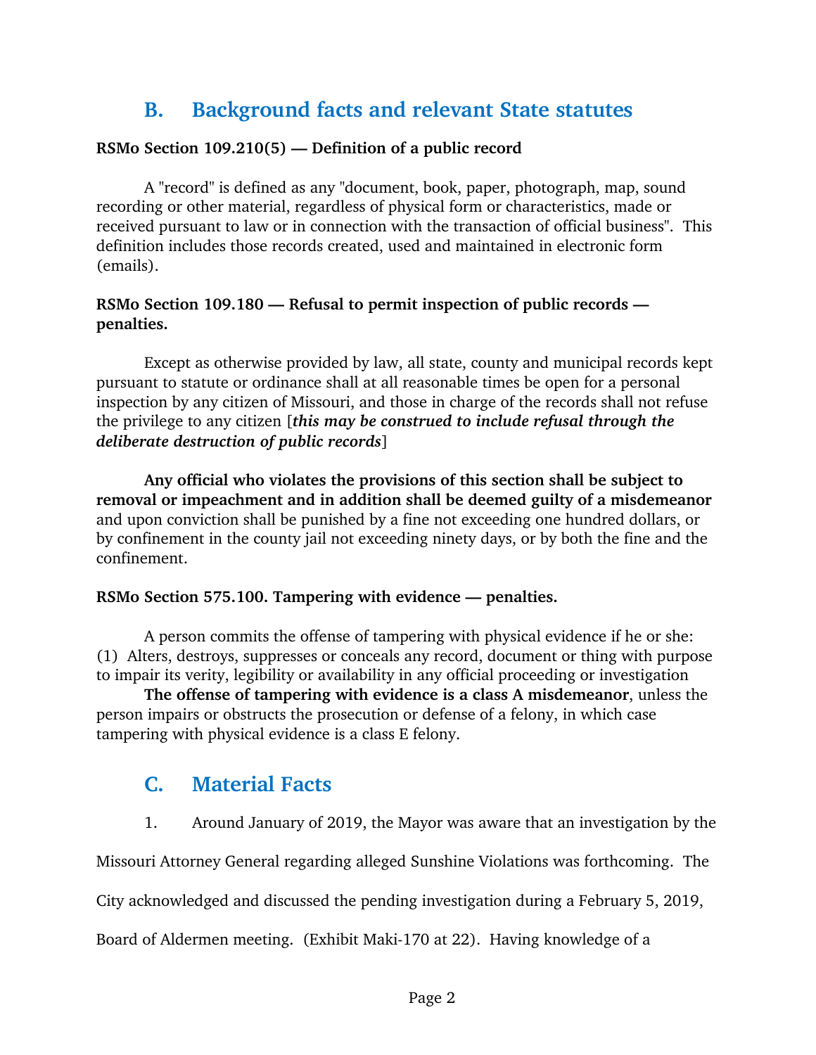## B. Background facts and relevant State statutes

**RSMo Section 109.210(5) — Definition of a public record**

A "record" is defined as any "document, book, paper, photograph, map, sound recording or other material, regardless of physical form or characteristics, made or received pursuant to law or in connection with the transaction of official business". This definition includes those records created, used and maintained in electronic form (emails).

**RSMo Section 109.180 — Refusal to permit inspection of public records — penalties.**

Except as otherwise provided by law, all state, county and municipal records kept pursuant to statute or ordinance shall at all reasonable times be open for a personal inspection by any citizen of Missouri, and those in charge of the records shall not refuse the privilege to any citizen [***this may be construed to include refusal through the deliberate destruction of public records***]

**Any official who violates the provisions of this section shall be subject to removal or impeachment and in addition shall be deemed guilty of a misdemeanor** and upon conviction shall be punished by a fine not exceeding one hundred dollars, or by confinement in the county jail not exceeding ninety days, or by both the fine and the confinement.

**RSMo Section 575.100. Tampering with evidence — penalties.**

A person commits the offense of tampering with physical evidence if he or she:
(1) Alters, destroys, suppresses or conceals any record, document or thing with purpose to impair its verity, legibility or availability in any official proceeding or investigation

**The offense of tampering with evidence is a class A misdemeanor**, unless the person impairs or obstructs the prosecution or defense of a felony, in which case tampering with physical evidence is a class E felony.

## C. Material Facts

1. Around January of 2019, the Mayor was aware that an investigation by the Missouri Attorney General regarding alleged Sunshine Violations was forthcoming. The City acknowledged and discussed the pending investigation during a February 5, 2019, Board of Aldermen meeting. (Exhibit Maki-170 at 22). Having knowledge of a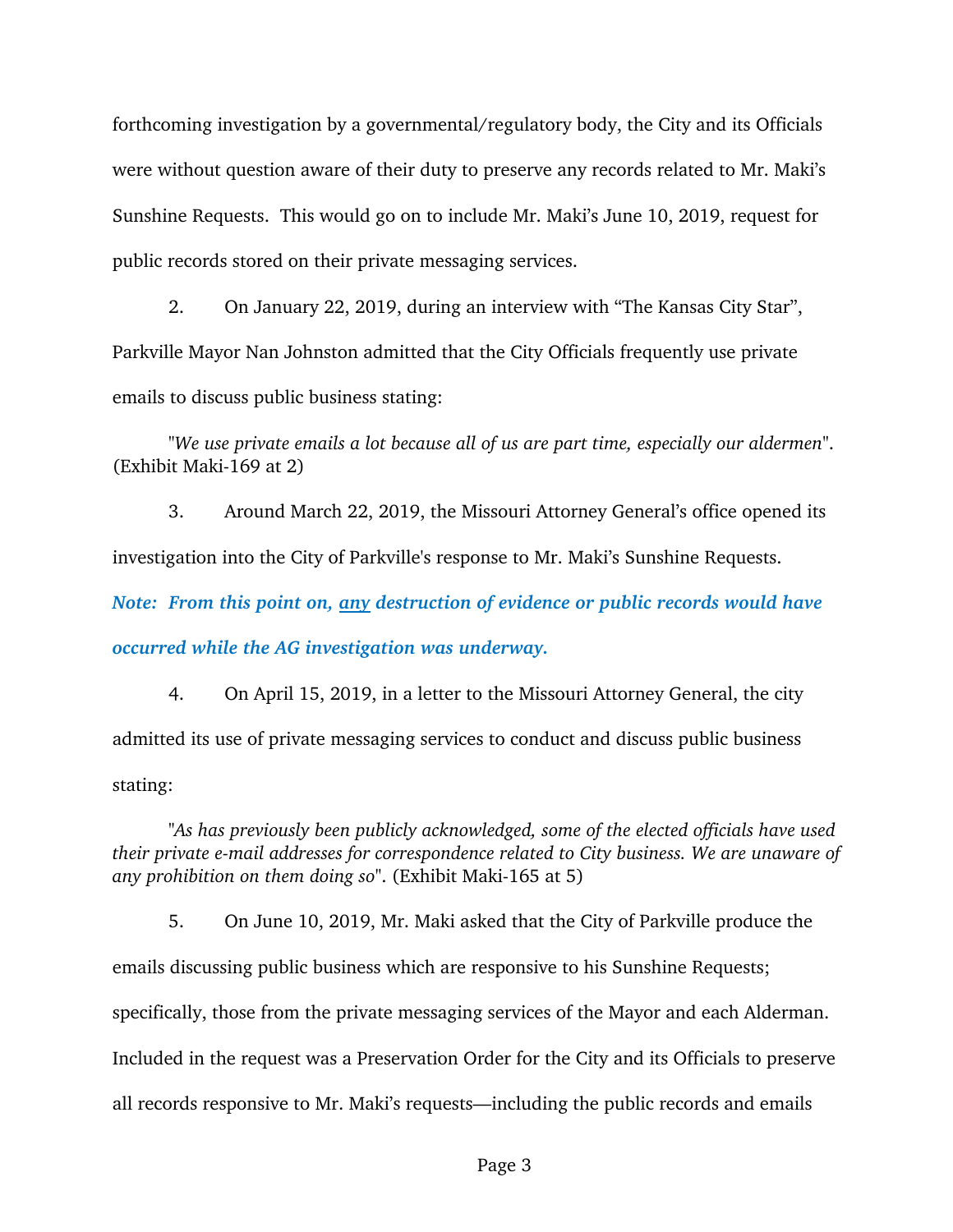forthcoming investigation by a governmental/regulatory body, the City and its Officials were without question aware of their duty to preserve any records related to Mr. Maki's Sunshine Requests. This would go on to include Mr. Maki's June 10, 2019, request for public records stored on their private messaging services.

2. On January 22, 2019, during an interview with "The Kansas City Star", Parkville Mayor Nan Johnston admitted that the City Officials frequently use private emails to discuss public business stating:

"*We use private emails a lot because all of us are part time, especially our aldermen*". (Exhibit Maki-169 at 2)

3. Around March 22, 2019, the Missouri Attorney General's office opened its investigation into the City of Parkville's response to Mr. Maki's Sunshine Requests.

***Note: From this point on, <u>any</u> destruction of evidence or public records would have occurred while the AG investigation was underway.***

4. On April 15, 2019, in a letter to the Missouri Attorney General, the city admitted its use of private messaging services to conduct and discuss public business stating:

"*As has previously been publicly acknowledged, some of the elected officials have used their private e-mail addresses for correspondence related to City business. We are unaware of any prohibition on them doing so*". (Exhibit Maki-165 at 5)

5. On June 10, 2019, Mr. Maki asked that the City of Parkville produce the emails discussing public business which are responsive to his Sunshine Requests; specifically, those from the private messaging services of the Mayor and each Alderman. Included in the request was a Preservation Order for the City and its Officials to preserve all records responsive to Mr. Maki's requests—including the public records and emails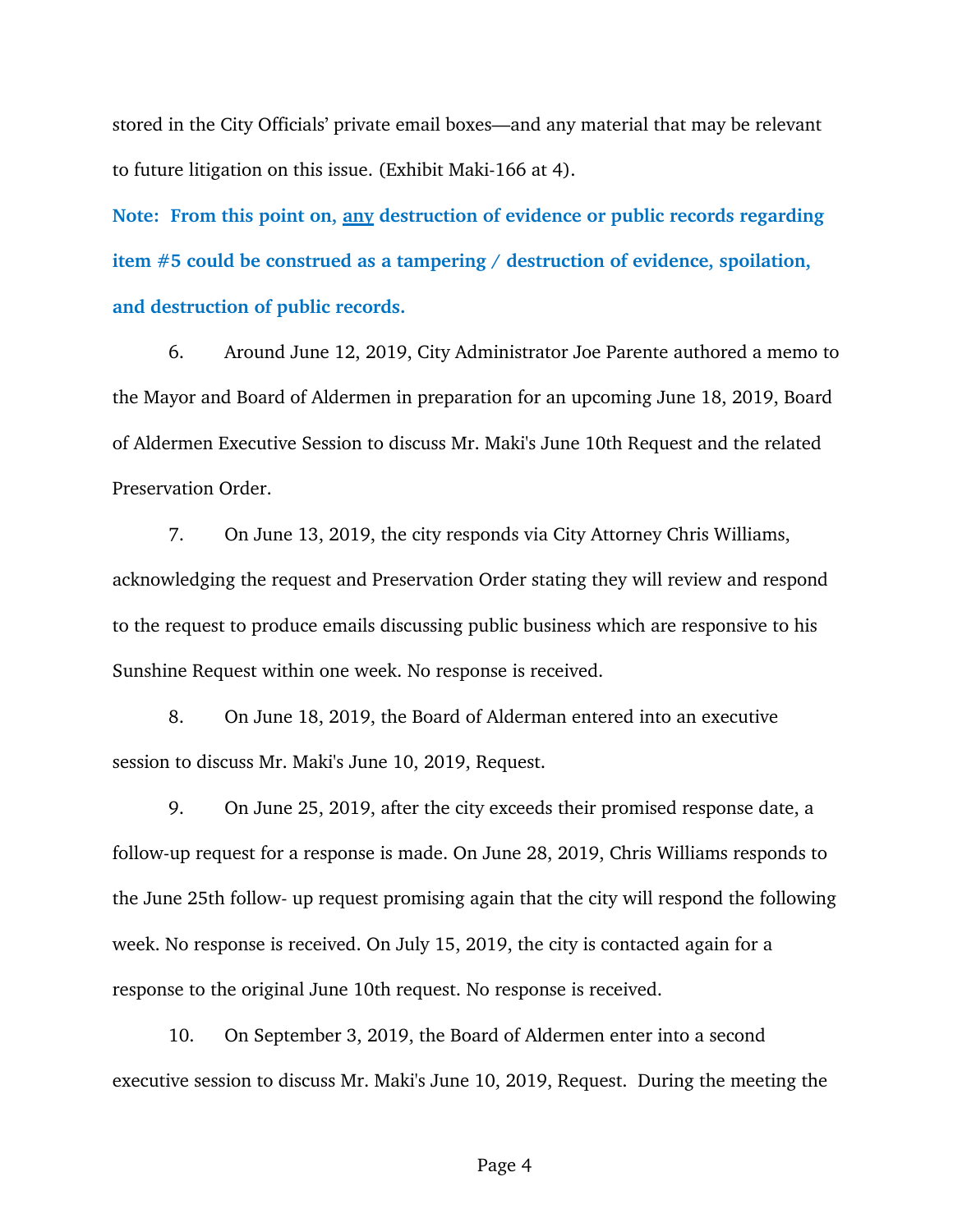stored in the City Officials' private email boxes—and any material that may be relevant to future litigation on this issue. (Exhibit Maki-166 at 4).

**Note: From this point on, <u>any</u> destruction of evidence or public records regarding item #5 could be construed as a tampering / destruction of evidence, spoilation, and destruction of public records.**

6. Around June 12, 2019, City Administrator Joe Parente authored a memo to the Mayor and Board of Aldermen in preparation for an upcoming June 18, 2019, Board of Aldermen Executive Session to discuss Mr. Maki's June 10th Request and the related Preservation Order.

7. On June 13, 2019, the city responds via City Attorney Chris Williams, acknowledging the request and Preservation Order stating they will review and respond to the request to produce emails discussing public business which are responsive to his Sunshine Request within one week. No response is received.

8. On June 18, 2019, the Board of Alderman entered into an executive session to discuss Mr. Maki's June 10, 2019, Request.

9. On June 25, 2019, after the city exceeds their promised response date, a follow-up request for a response is made. On June 28, 2019, Chris Williams responds to the June 25th follow- up request promising again that the city will respond the following week. No response is received. On July 15, 2019, the city is contacted again for a response to the original June 10th request. No response is received.

10. On September 3, 2019, the Board of Aldermen enter into a second executive session to discuss Mr. Maki's June 10, 2019, Request. During the meeting the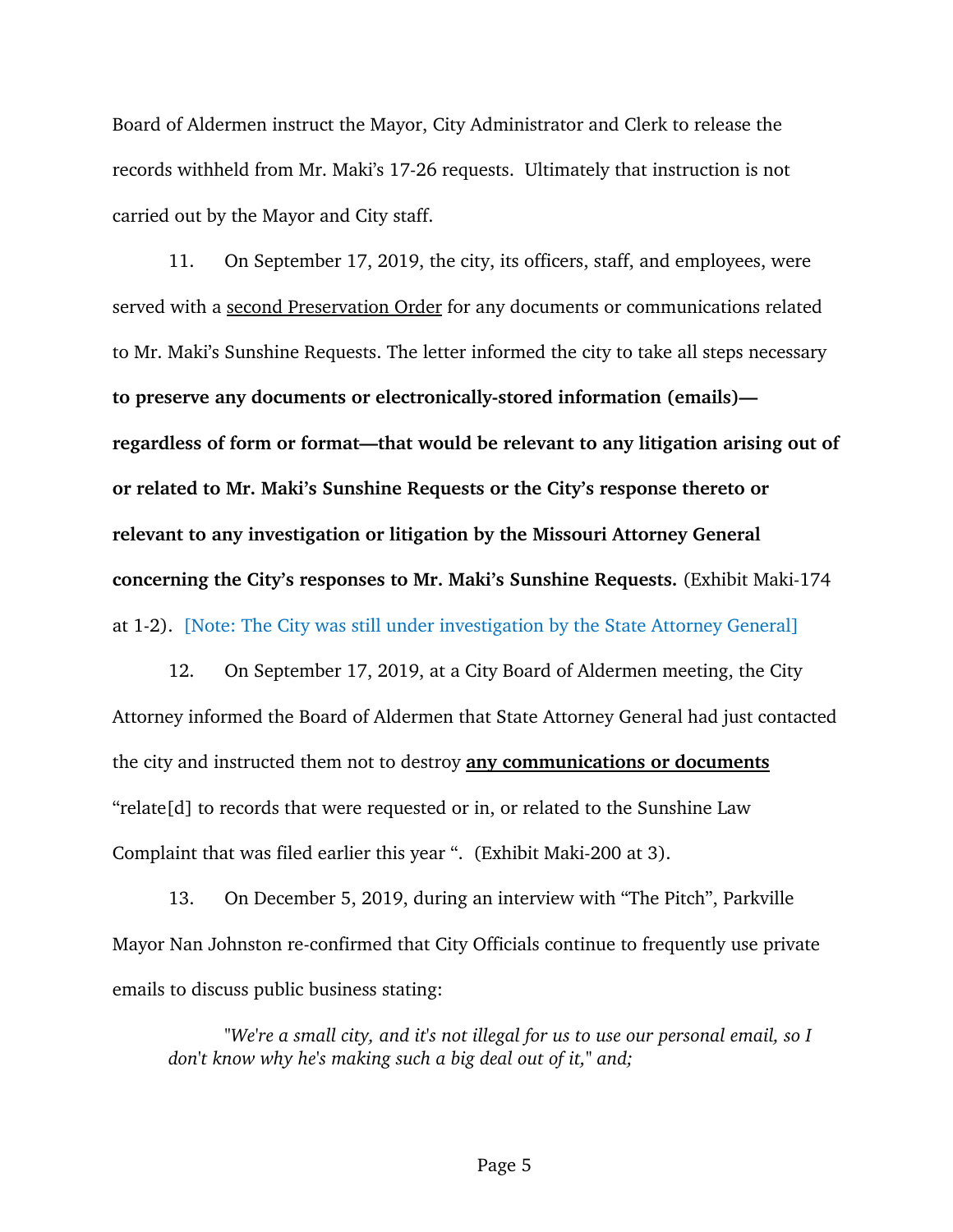Board of Aldermen instruct the Mayor, City Administrator and Clerk to release the records withheld from Mr. Maki's 17-26 requests. Ultimately that instruction is not carried out by the Mayor and City staff.

11. On September 17, 2019, the city, its officers, staff, and employees, were served with a <u>second Preservation Order</u> for any documents or communications related to Mr. Maki's Sunshine Requests. The letter informed the city to take all steps necessary **to preserve any documents or electronically-stored information (emails)—regardless of form or format—that would be relevant to any litigation arising out of or related to Mr. Maki's Sunshine Requests or the City's response thereto or relevant to any investigation or litigation by the Missouri Attorney General concerning the City's responses to Mr. Maki's Sunshine Requests.** (Exhibit Maki-174 at 1-2). [Note: The City was still under investigation by the State Attorney General]

12. On September 17, 2019, at a City Board of Aldermen meeting, the City Attorney informed the Board of Aldermen that State Attorney General had just contacted the city and instructed them not to destroy <u>**any communications or documents**</u> "relate[d] to records that were requested or in, or related to the Sunshine Law Complaint that was filed earlier this year ". (Exhibit Maki-200 at 3).

13. On December 5, 2019, during an interview with "The Pitch", Parkville Mayor Nan Johnston re-confirmed that City Officials continue to frequently use private emails to discuss public business stating:

> *"We're a small city, and it's not illegal for us to use our personal email, so I don't know why he's making such a big deal out of it," and;*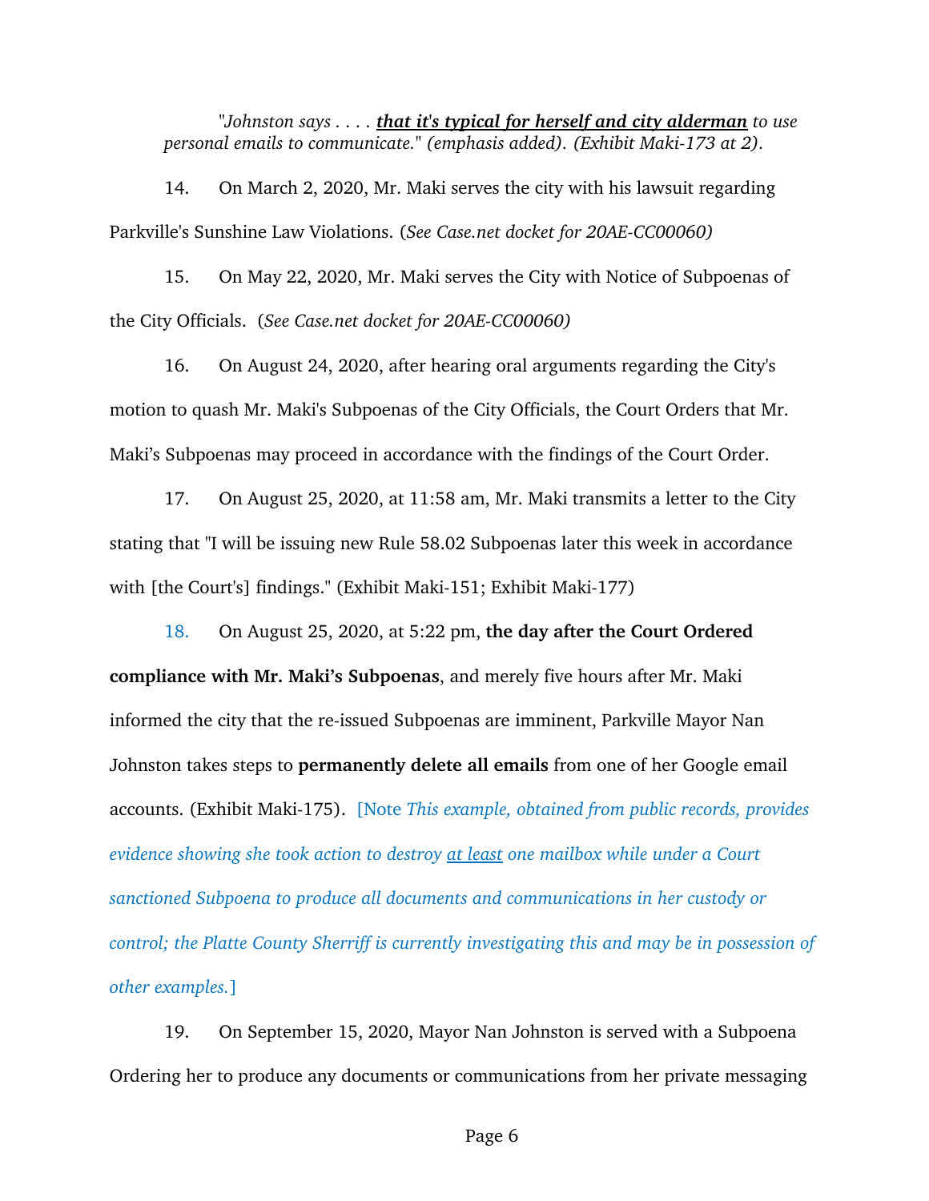> *"Johnston says . . . . **<u>that it's typical for herself and city alderman</u>** to use personal emails to communicate." (emphasis added). (Exhibit Maki-173 at 2).*

14. On March 2, 2020, Mr. Maki serves the city with his lawsuit regarding Parkville's Sunshine Law Violations. (*See Case.net docket for 20AE-CC00060)*

15. On May 22, 2020, Mr. Maki serves the City with Notice of Subpoenas of the City Officials. (*See Case.net docket for 20AE-CC00060)*

16. On August 24, 2020, after hearing oral arguments regarding the City's motion to quash Mr. Maki's Subpoenas of the City Officials, the Court Orders that Mr. Maki's Subpoenas may proceed in accordance with the findings of the Court Order.

17. On August 25, 2020, at 11:58 am, Mr. Maki transmits a letter to the City stating that "I will be issuing new Rule 58.02 Subpoenas later this week in accordance with [the Court's] findings." (Exhibit Maki-151; Exhibit Maki-177)

18. On August 25, 2020, at 5:22 pm, **the day after the Court Ordered compliance with Mr. Maki's Subpoenas**, and merely five hours after Mr. Maki informed the city that the re-issued Subpoenas are imminent, Parkville Mayor Nan Johnston takes steps to **permanently delete all emails** from one of her Google email accounts. (Exhibit Maki-175). [Note *This example, obtained from public records, provides evidence showing she took action to destroy <u>at least</u> one mailbox while under a Court sanctioned Subpoena to produce all documents and communications in her custody or control; the Platte County Sherriff is currently investigating this and may be in possession of other examples.*]

19. On September 15, 2020, Mayor Nan Johnston is served with a Subpoena Ordering her to produce any documents or communications from her private messaging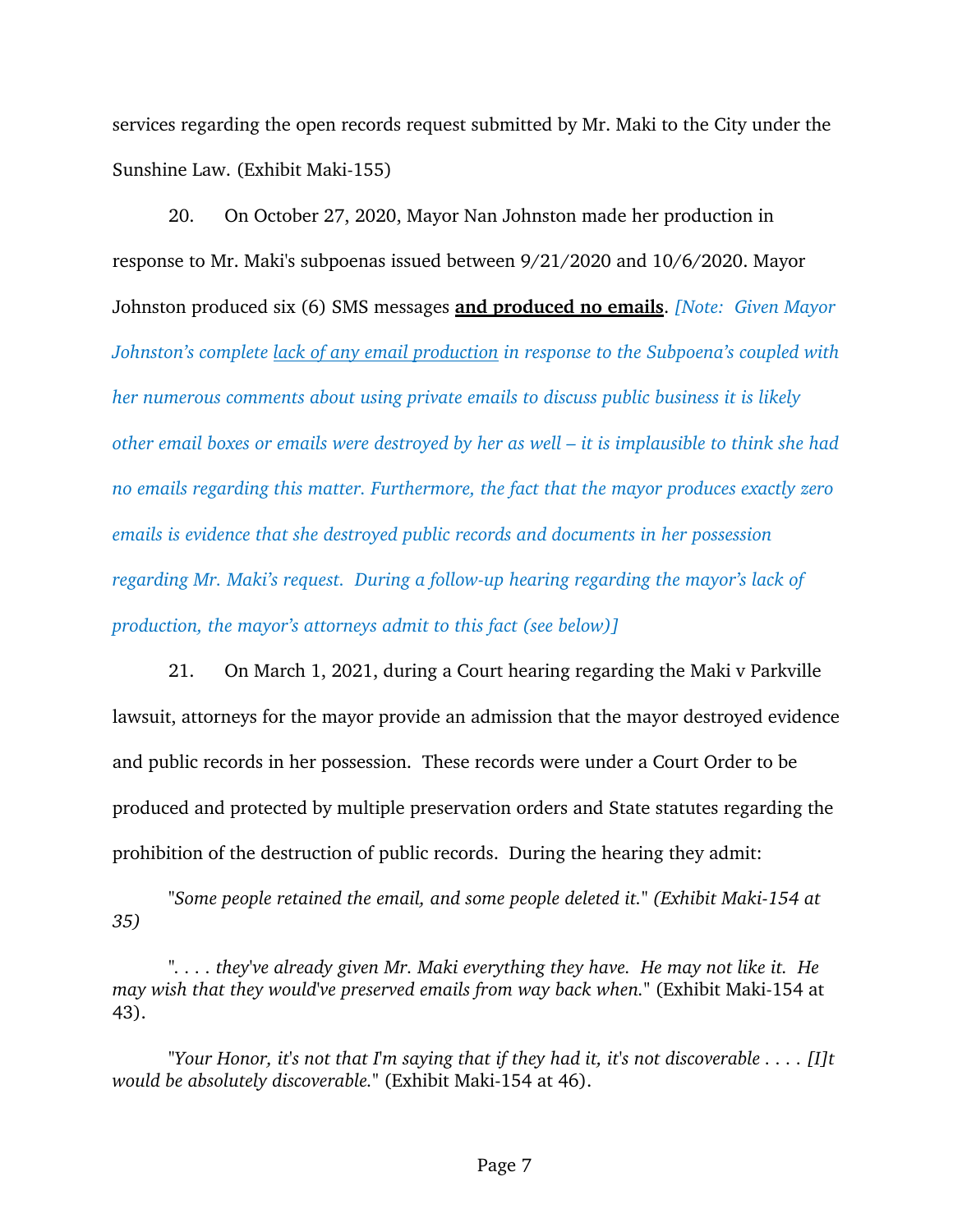services regarding the open records request submitted by Mr. Maki to the City under the Sunshine Law. (Exhibit Maki-155)

20. On October 27, 2020, Mayor Nan Johnston made her production in response to Mr. Maki's subpoenas issued between 9/21/2020 and 10/6/2020. Mayor Johnston produced six (6) SMS messages **and produced no emails**. *[Note: Given Mayor Johnston's complete lack of any email production in response to the Subpoena's coupled with her numerous comments about using private emails to discuss public business it is likely other email boxes or emails were destroyed by her as well – it is implausible to think she had no emails regarding this matter. Furthermore, the fact that the mayor produces exactly zero emails is evidence that she destroyed public records and documents in her possession regarding Mr. Maki's request. During a follow-up hearing regarding the mayor's lack of production, the mayor's attorneys admit to this fact (see below)]*

21. On March 1, 2021, during a Court hearing regarding the Maki v Parkville lawsuit, attorneys for the mayor provide an admission that the mayor destroyed evidence and public records in her possession. These records were under a Court Order to be produced and protected by multiple preservation orders and State statutes regarding the prohibition of the destruction of public records. During the hearing they admit:

> "*Some people retained the email, and some people deleted it.*" *(Exhibit Maki-154 at 35)*

> "*. . . . they've already given Mr. Maki everything they have. He may not like it. He may wish that they would've preserved emails from way back when.*" (Exhibit Maki-154 at 43).

> "*Your Honor, it's not that I'm saying that if they had it, it's not discoverable . . . . [I]t would be absolutely discoverable.*" (Exhibit Maki-154 at 46).